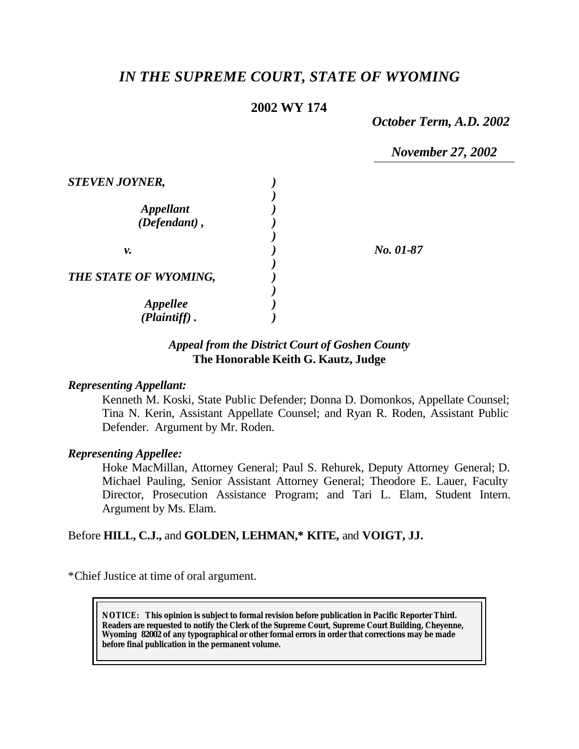# *IN THE SUPREME COURT, STATE OF WYOMING*

**2002 WY 174**

*October Term, A.D. 2002*

*November 27, 2002*

| | | |
|---|---|---|
| ***STEVEN JOYNER,*** | ) | |
| | ) | |
| ***Appellant*** | ) | |
| ***(Defendant) ,*** | ) | |
| | ) | |
| ***v.*** | ) | ***No. 01-87*** |
| | ) | |
| ***THE STATE OF WYOMING,*** | ) | |
| | ) | |
| ***Appellee*** | ) | |
| ***(Plaintiff) .*** | ) | |

***Appeal from the District Court of Goshen County***
**The Honorable Keith G. Kautz, Judge**

***Representing Appellant:***

Kenneth M. Koski, State Public Defender; Donna D. Domonkos, Appellate Counsel; Tina N. Kerin, Assistant Appellate Counsel; and Ryan R. Roden, Assistant Public Defender. Argument by Mr. Roden.

***Representing Appellee:***

Hoke MacMillan, Attorney General; Paul S. Rehurek, Deputy Attorney General; D. Michael Pauling, Senior Assistant Attorney General; Theodore E. Lauer, Faculty Director, Prosecution Assistance Program; and Tari L. Elam, Student Intern. Argument by Ms. Elam.

Before **HILL, C.J.,** and **GOLDEN, LEHMAN,\* KITE,** and **VOIGT, JJ.**

\*Chief Justice at time of oral argument.

**NOTICE: This opinion is subject to formal revision before publication in Pacific Reporter Third. Readers are requested to notify the Clerk of the Supreme Court, Supreme Court Building, Cheyenne, Wyoming 82002 of any typographical or other formal errors in order that corrections may be made before final publication in the permanent volume.**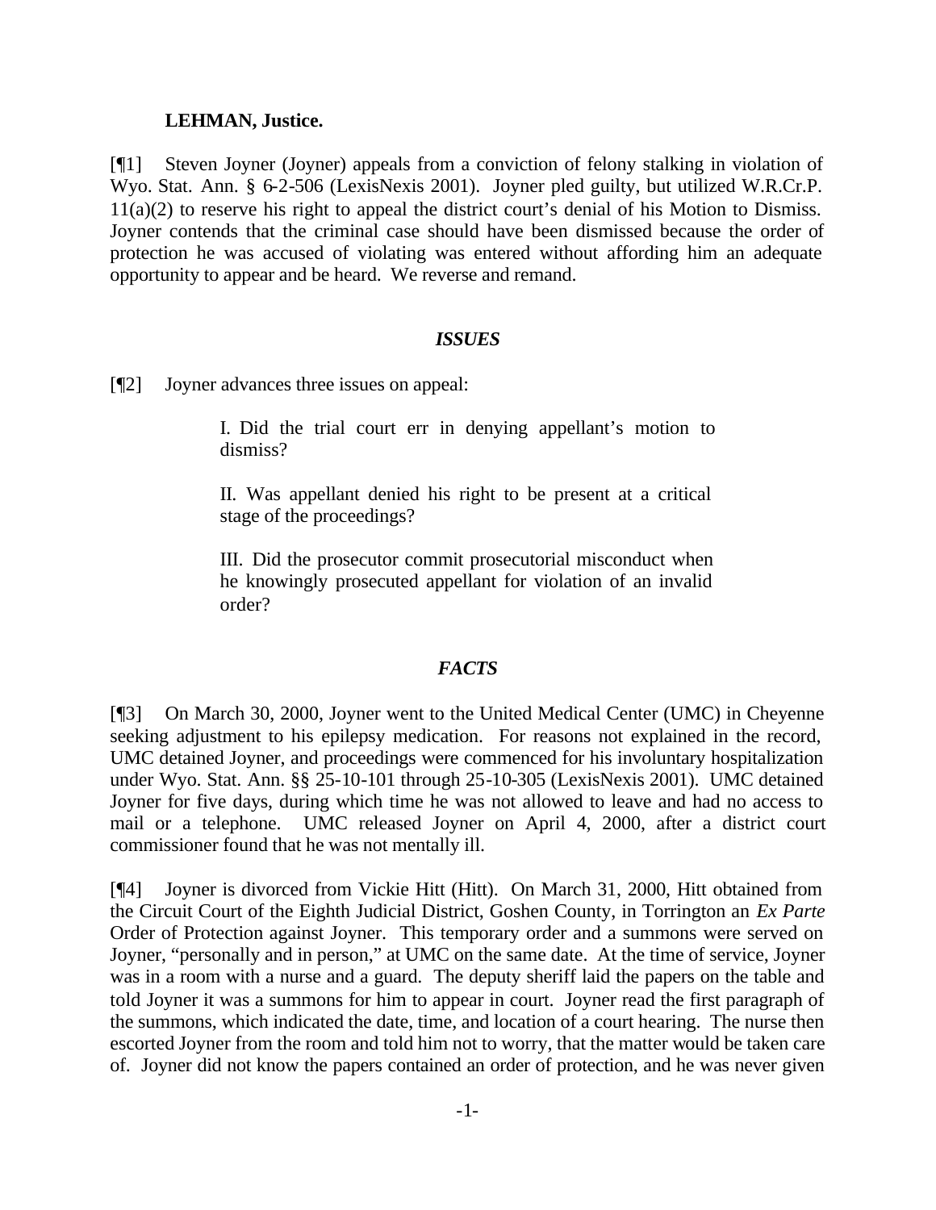**LEHMAN, Justice.**

[¶1] Steven Joyner (Joyner) appeals from a conviction of felony stalking in violation of Wyo. Stat. Ann. § 6-2-506 (LexisNexis 2001). Joyner pled guilty, but utilized W.R.Cr.P. 11(a)(2) to reserve his right to appeal the district court's denial of his Motion to Dismiss. Joyner contends that the criminal case should have been dismissed because the order of protection he was accused of violating was entered without affording him an adequate opportunity to appear and be heard. We reverse and remand.

## *ISSUES*

[¶2] Joyner advances three issues on appeal:

> I. Did the trial court err in denying appellant's motion to dismiss?
>
> II. Was appellant denied his right to be present at a critical stage of the proceedings?
>
> III. Did the prosecutor commit prosecutorial misconduct when he knowingly prosecuted appellant for violation of an invalid order?

## *FACTS*

[¶3] On March 30, 2000, Joyner went to the United Medical Center (UMC) in Cheyenne seeking adjustment to his epilepsy medication. For reasons not explained in the record, UMC detained Joyner, and proceedings were commenced for his involuntary hospitalization under Wyo. Stat. Ann. §§ 25-10-101 through 25-10-305 (LexisNexis 2001). UMC detained Joyner for five days, during which time he was not allowed to leave and had no access to mail or a telephone. UMC released Joyner on April 4, 2000, after a district court commissioner found that he was not mentally ill.

[¶4] Joyner is divorced from Vickie Hitt (Hitt). On March 31, 2000, Hitt obtained from the Circuit Court of the Eighth Judicial District, Goshen County, in Torrington an *Ex Parte* Order of Protection against Joyner. This temporary order and a summons were served on Joyner, "personally and in person," at UMC on the same date. At the time of service, Joyner was in a room with a nurse and a guard. The deputy sheriff laid the papers on the table and told Joyner it was a summons for him to appear in court. Joyner read the first paragraph of the summons, which indicated the date, time, and location of a court hearing. The nurse then escorted Joyner from the room and told him not to worry, that the matter would be taken care of. Joyner did not know the papers contained an order of protection, and he was never given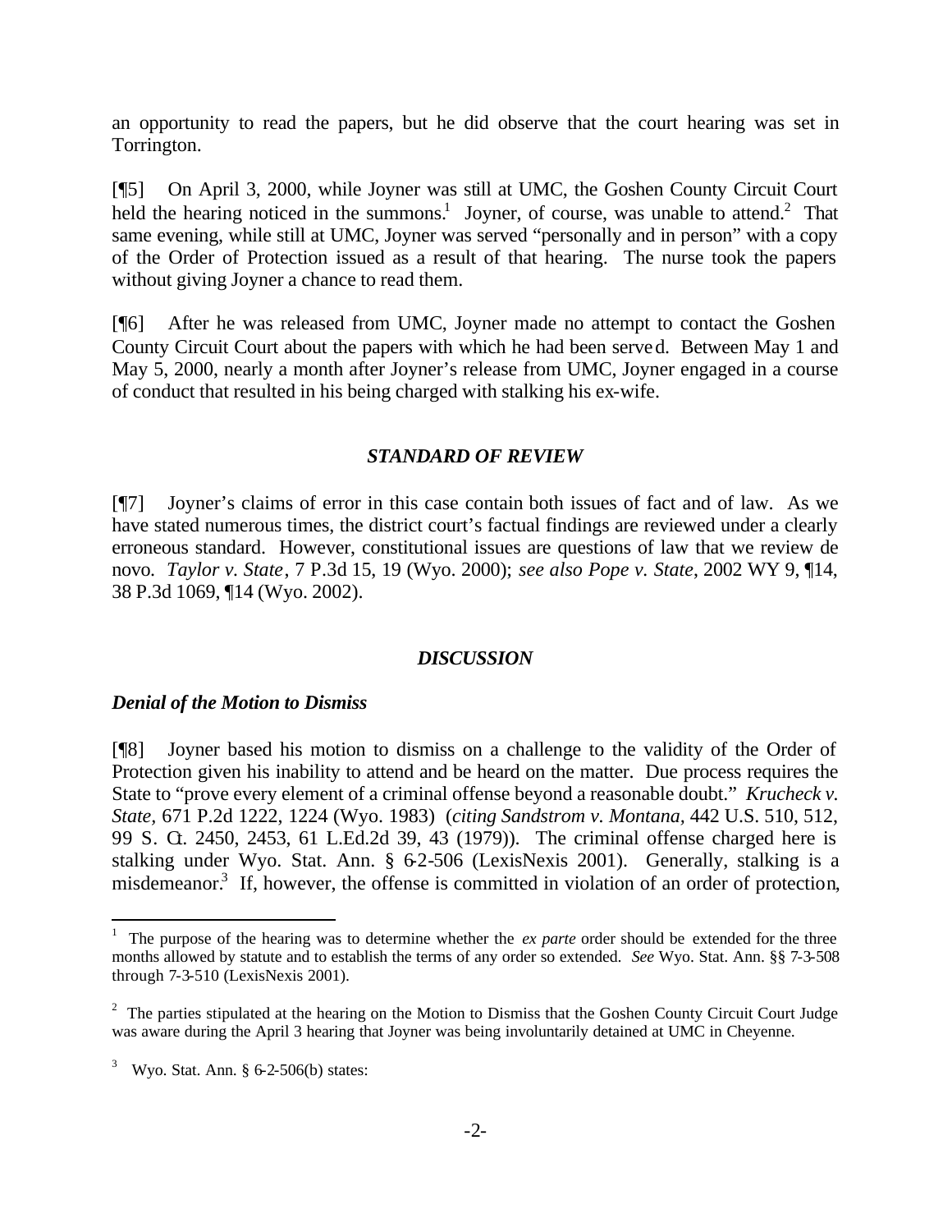an opportunity to read the papers, but he did observe that the court hearing was set in Torrington.

[¶5] On April 3, 2000, while Joyner was still at UMC, the Goshen County Circuit Court held the hearing noticed in the summons.[1] Joyner, of course, was unable to attend.[2] That same evening, while still at UMC, Joyner was served "personally and in person" with a copy of the Order of Protection issued as a result of that hearing. The nurse took the papers without giving Joyner a chance to read them.

[¶6] After he was released from UMC, Joyner made no attempt to contact the Goshen County Circuit Court about the papers with which he had been served. Between May 1 and May 5, 2000, nearly a month after Joyner's release from UMC, Joyner engaged in a course of conduct that resulted in his being charged with stalking his ex-wife.

### *STANDARD OF REVIEW*

[¶7] Joyner's claims of error in this case contain both issues of fact and of law. As we have stated numerous times, the district court's factual findings are reviewed under a clearly erroneous standard. However, constitutional issues are questions of law that we review de novo. *Taylor v. State*, 7 P.3d 15, 19 (Wyo. 2000); *see also Pope v. State*, 2002 WY 9, ¶14, 38 P.3d 1069, ¶14 (Wyo. 2002).

### *DISCUSSION*

#### *Denial of the Motion to Dismiss*

[¶8] Joyner based his motion to dismiss on a challenge to the validity of the Order of Protection given his inability to attend and be heard on the matter. Due process requires the State to "prove every element of a criminal offense beyond a reasonable doubt." *Krucheck v. State*, 671 P.2d 1222, 1224 (Wyo. 1983) (*citing Sandstrom v. Montana,* 442 U.S. 510, 512, 99 S. Ct. 2450, 2453, 61 L.Ed.2d 39, 43 (1979)). The criminal offense charged here is stalking under Wyo. Stat. Ann. § 6-2-506 (LexisNexis 2001). Generally, stalking is a misdemeanor.[3] If, however, the offense is committed in violation of an order of protection,

---

[1] The purpose of the hearing was to determine whether the *ex parte* order should be extended for the three months allowed by statute and to establish the terms of any order so extended. *See* Wyo. Stat. Ann. §§ 7-3-508 through 7-3-510 (LexisNexis 2001).

[2] The parties stipulated at the hearing on the Motion to Dismiss that the Goshen County Circuit Court Judge was aware during the April 3 hearing that Joyner was being involuntarily detained at UMC in Cheyenne.

[3] Wyo. Stat. Ann. § 6-2-506(b) states: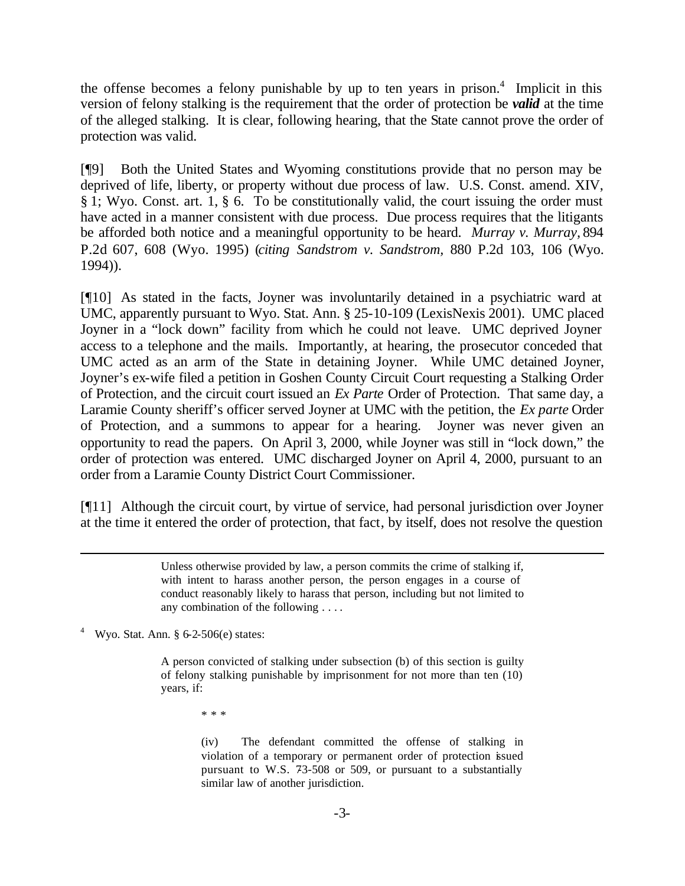the offense becomes a felony punishable by up to ten years in prison.[4] Implicit in this version of felony stalking is the requirement that the order of protection be ***valid*** at the time of the alleged stalking. It is clear, following hearing, that the State cannot prove the order of protection was valid.

[¶9] Both the United States and Wyoming constitutions provide that no person may be deprived of life, liberty, or property without due process of law. U.S. Const. amend. XIV, § 1; Wyo. Const. art. 1, § 6. To be constitutionally valid, the court issuing the order must have acted in a manner consistent with due process. Due process requires that the litigants be afforded both notice and a meaningful opportunity to be heard. *Murray v. Murray*, 894 P.2d 607, 608 (Wyo. 1995) (*citing Sandstrom v. Sandstrom*, 880 P.2d 103, 106 (Wyo. 1994)).

[¶10] As stated in the facts, Joyner was involuntarily detained in a psychiatric ward at UMC, apparently pursuant to Wyo. Stat. Ann. § 25-10-109 (LexisNexis 2001). UMC placed Joyner in a "lock down" facility from which he could not leave. UMC deprived Joyner access to a telephone and the mails. Importantly, at hearing, the prosecutor conceded that UMC acted as an arm of the State in detaining Joyner. While UMC detained Joyner, Joyner's ex-wife filed a petition in Goshen County Circuit Court requesting a Stalking Order of Protection, and the circuit court issued an *Ex Parte* Order of Protection. That same day, a Laramie County sheriff's officer served Joyner at UMC with the petition, the *Ex parte* Order of Protection, and a summons to appear for a hearing. Joyner was never given an opportunity to read the papers. On April 3, 2000, while Joyner was still in "lock down," the order of protection was entered. UMC discharged Joyner on April 4, 2000, pursuant to an order from a Laramie County District Court Commissioner.

[¶11] Although the circuit court, by virtue of service, had personal jurisdiction over Joyner at the time it entered the order of protection, that fact, by itself, does not resolve the question

---

> Unless otherwise provided by law, a person commits the crime of stalking if, with intent to harass another person, the person engages in a course of conduct reasonably likely to harass that person, including but not limited to any combination of the following . . . .

[4] Wyo. Stat. Ann. § 6-2-506(e) states:

> A person convicted of stalking under subsection (b) of this section is guilty of felony stalking punishable by imprisonment for not more than ten (10) years, if:
>
> \* \* \*
>
> (iv) The defendant committed the offense of stalking in violation of a temporary or permanent order of protection issued pursuant to W.S. 7-3-508 or 509, or pursuant to a substantially similar law of another jurisdiction.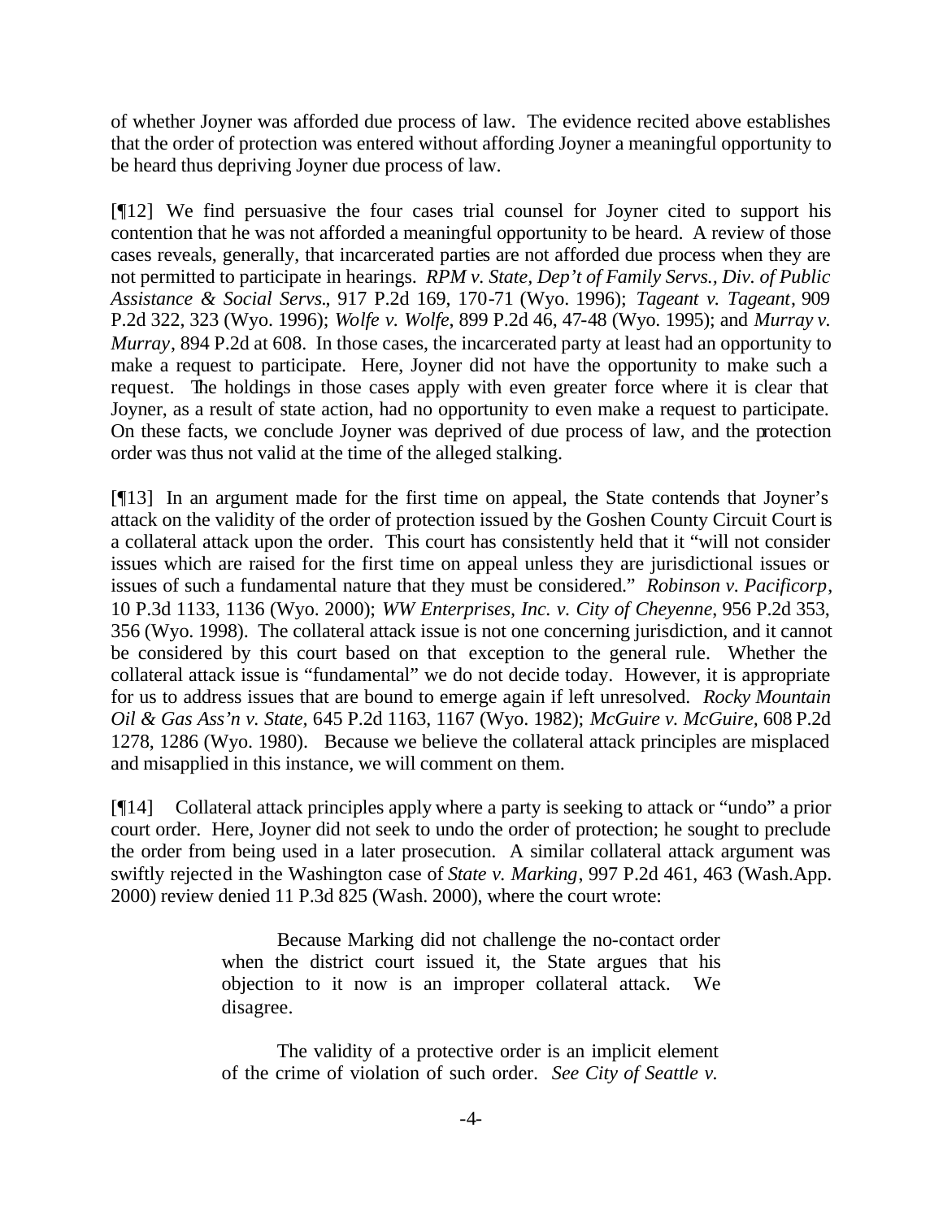of whether Joyner was afforded due process of law. The evidence recited above establishes that the order of protection was entered without affording Joyner a meaningful opportunity to be heard thus depriving Joyner due process of law.

[¶12] We find persuasive the four cases trial counsel for Joyner cited to support his contention that he was not afforded a meaningful opportunity to be heard. A review of those cases reveals, generally, that incarcerated parties are not afforded due process when they are not permitted to participate in hearings. *RPM v. State, Dep't of Family Servs., Div. of Public Assistance & Social Servs.*, 917 P.2d 169, 170-71 (Wyo. 1996); *Tageant v. Tageant*, 909 P.2d 322, 323 (Wyo. 1996); *Wolfe v. Wolfe*, 899 P.2d 46, 47-48 (Wyo. 1995); and *Murray v. Murray*, 894 P.2d at 608. In those cases, the incarcerated party at least had an opportunity to make a request to participate. Here, Joyner did not have the opportunity to make such a request. The holdings in those cases apply with even greater force where it is clear that Joyner, as a result of state action, had no opportunity to even make a request to participate. On these facts, we conclude Joyner was deprived of due process of law, and the protection order was thus not valid at the time of the alleged stalking.

[¶13] In an argument made for the first time on appeal, the State contends that Joyner's attack on the validity of the order of protection issued by the Goshen County Circuit Court is a collateral attack upon the order. This court has consistently held that it "will not consider issues which are raised for the first time on appeal unless they are jurisdictional issues or issues of such a fundamental nature that they must be considered." *Robinson v. Pacificorp*, 10 P.3d 1133, 1136 (Wyo. 2000); *WW Enterprises, Inc. v. City of Cheyenne*, 956 P.2d 353, 356 (Wyo. 1998). The collateral attack issue is not one concerning jurisdiction, and it cannot be considered by this court based on that exception to the general rule. Whether the collateral attack issue is "fundamental" we do not decide today. However, it is appropriate for us to address issues that are bound to emerge again if left unresolved. *Rocky Mountain Oil & Gas Ass'n v. State*, 645 P.2d 1163, 1167 (Wyo. 1982); *McGuire v. McGuire*, 608 P.2d 1278, 1286 (Wyo. 1980). Because we believe the collateral attack principles are misplaced and misapplied in this instance, we will comment on them.

[¶14] Collateral attack principles apply where a party is seeking to attack or "undo" a prior court order. Here, Joyner did not seek to undo the order of protection; he sought to preclude the order from being used in a later prosecution. A similar collateral attack argument was swiftly rejected in the Washington case of *State v. Marking*, 997 P.2d 461, 463 (Wash.App. 2000) review denied 11 P.3d 825 (Wash. 2000), where the court wrote:

> Because Marking did not challenge the no-contact order when the district court issued it, the State argues that his objection to it now is an improper collateral attack. We disagree.
>
> The validity of a protective order is an implicit element of the crime of violation of such order. *See City of Seattle v.*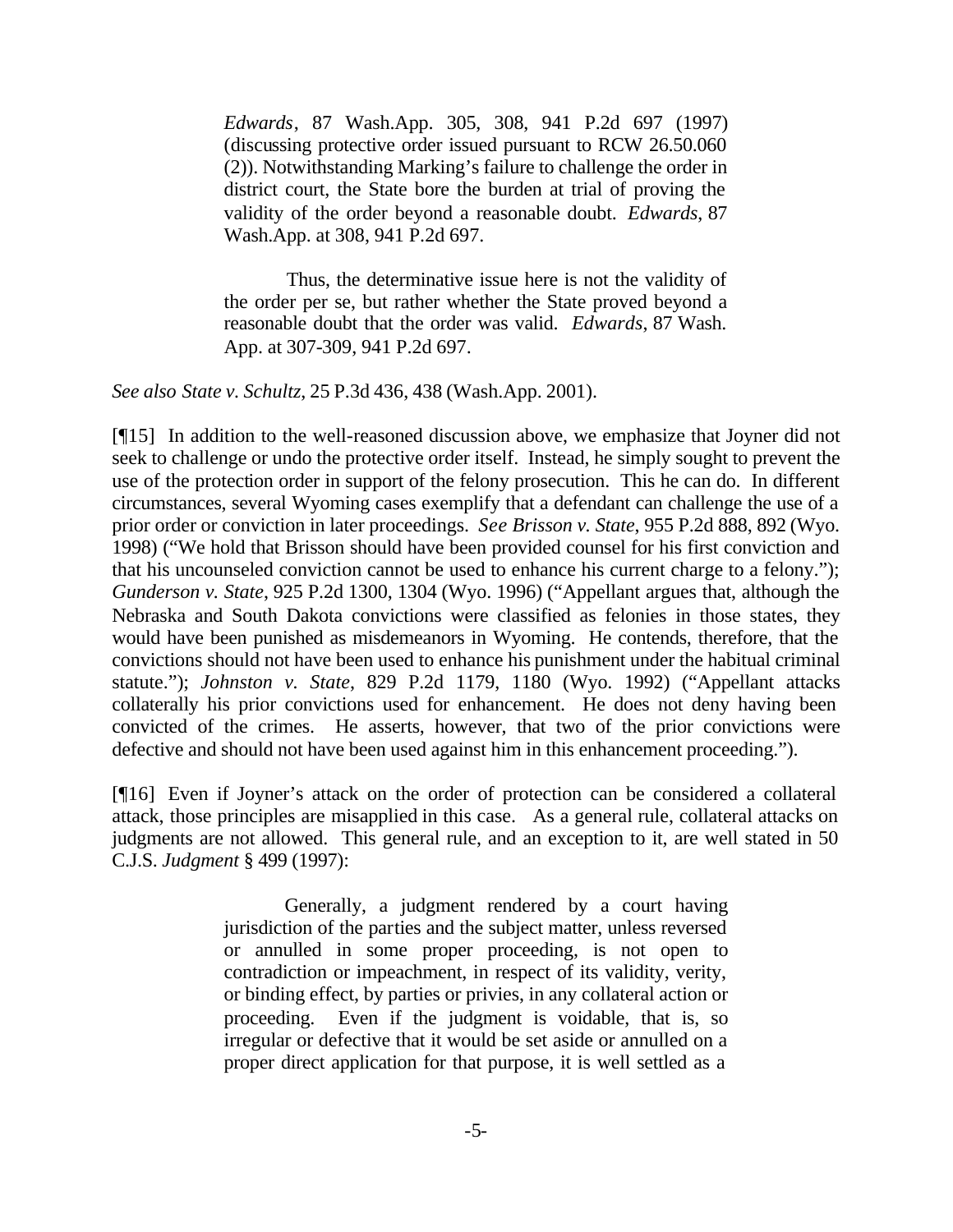> *Edwards*, 87 Wash.App. 305, 308, 941 P.2d 697 (1997) (discussing protective order issued pursuant to RCW 26.50.060 (2)). Notwithstanding Marking's failure to challenge the order in district court, the State bore the burden at trial of proving the validity of the order beyond a reasonable doubt. *Edwards*, 87 Wash.App. at 308, 941 P.2d 697.
>
> Thus, the determinative issue here is not the validity of the order per se, but rather whether the State proved beyond a reasonable doubt that the order was valid. *Edwards*, 87 Wash. App. at 307-309, 941 P.2d 697.

*See also State v. Schultz*, 25 P.3d 436, 438 (Wash.App. 2001).

[¶15] In addition to the well-reasoned discussion above, we emphasize that Joyner did not seek to challenge or undo the protective order itself. Instead, he simply sought to prevent the use of the protection order in support of the felony prosecution. This he can do. In different circumstances, several Wyoming cases exemplify that a defendant can challenge the use of a prior order or conviction in later proceedings. *See Brisson v. State*, 955 P.2d 888, 892 (Wyo. 1998) ("We hold that Brisson should have been provided counsel for his first conviction and that his uncounseled conviction cannot be used to enhance his current charge to a felony."); *Gunderson v. State*, 925 P.2d 1300, 1304 (Wyo. 1996) ("Appellant argues that, although the Nebraska and South Dakota convictions were classified as felonies in those states, they would have been punished as misdemeanors in Wyoming. He contends, therefore, that the convictions should not have been used to enhance his punishment under the habitual criminal statute."); *Johnston v. State*, 829 P.2d 1179, 1180 (Wyo. 1992) ("Appellant attacks collaterally his prior convictions used for enhancement. He does not deny having been convicted of the crimes. He asserts, however, that two of the prior convictions were defective and should not have been used against him in this enhancement proceeding.").

[¶16] Even if Joyner's attack on the order of protection can be considered a collateral attack, those principles are misapplied in this case. As a general rule, collateral attacks on judgments are not allowed. This general rule, and an exception to it, are well stated in 50 C.J.S. *Judgment* § 499 (1997):

> Generally, a judgment rendered by a court having jurisdiction of the parties and the subject matter, unless reversed or annulled in some proper proceeding, is not open to contradiction or impeachment, in respect of its validity, verity, or binding effect, by parties or privies, in any collateral action or proceeding. Even if the judgment is voidable, that is, so irregular or defective that it would be set aside or annulled on a proper direct application for that purpose, it is well settled as a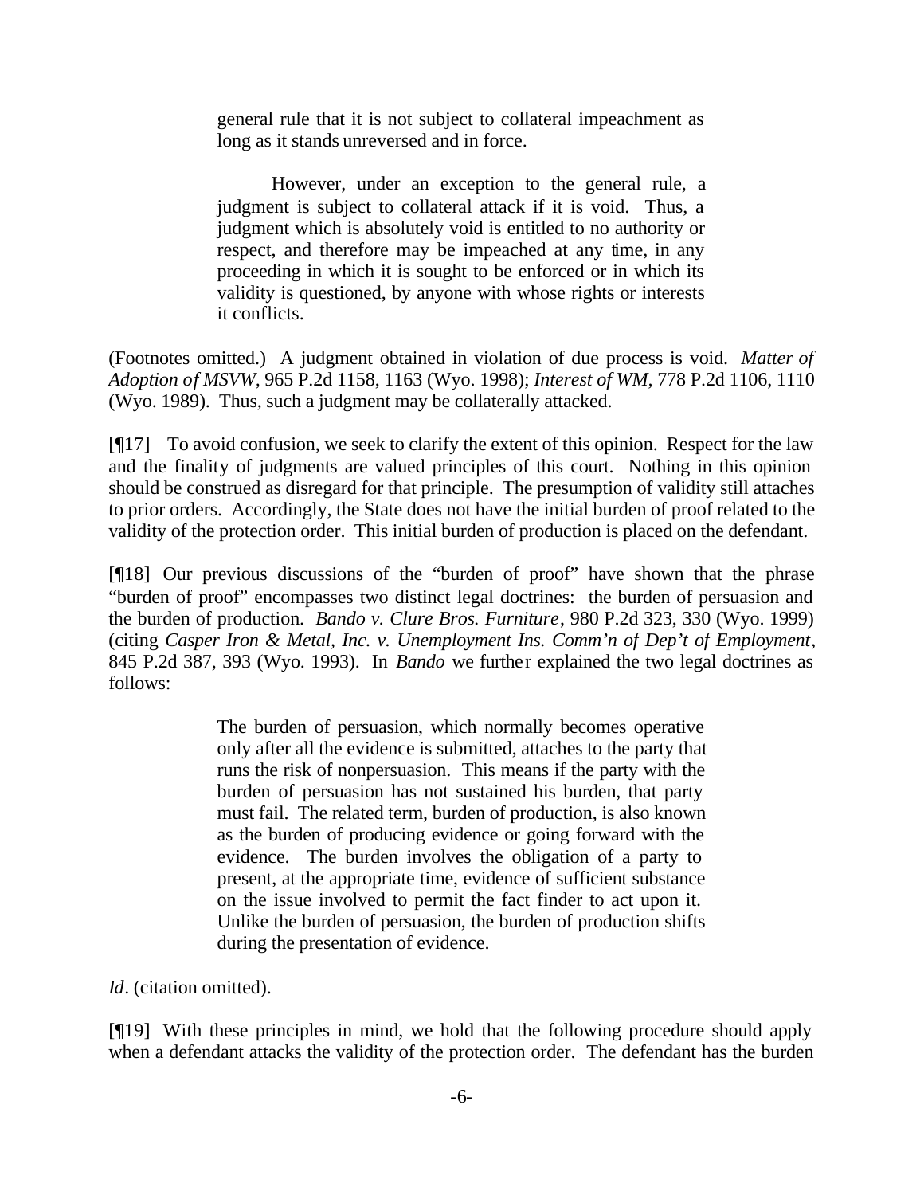> general rule that it is not subject to collateral impeachment as long as it stands unreversed and in force.
>
> However, under an exception to the general rule, a judgment is subject to collateral attack if it is void. Thus, a judgment which is absolutely void is entitled to no authority or respect, and therefore may be impeached at any time, in any proceeding in which it is sought to be enforced or in which its validity is questioned, by anyone with whose rights or interests it conflicts.

(Footnotes omitted.) A judgment obtained in violation of due process is void. *Matter of Adoption of MSVW*, 965 P.2d 1158, 1163 (Wyo. 1998); *Interest of WM*, 778 P.2d 1106, 1110 (Wyo. 1989). Thus, such a judgment may be collaterally attacked.

[¶17] To avoid confusion, we seek to clarify the extent of this opinion. Respect for the law and the finality of judgments are valued principles of this court. Nothing in this opinion should be construed as disregard for that principle. The presumption of validity still attaches to prior orders. Accordingly, the State does not have the initial burden of proof related to the validity of the protection order. This initial burden of production is placed on the defendant.

[¶18] Our previous discussions of the "burden of proof" have shown that the phrase "burden of proof" encompasses two distinct legal doctrines: the burden of persuasion and the burden of production. *Bando v. Clure Bros. Furniture*, 980 P.2d 323, 330 (Wyo. 1999) (citing *Casper Iron & Metal, Inc. v. Unemployment Ins. Comm'n of Dep't of Employment*, 845 P.2d 387, 393 (Wyo. 1993). In *Bando* we further explained the two legal doctrines as follows:

> The burden of persuasion, which normally becomes operative only after all the evidence is submitted, attaches to the party that runs the risk of nonpersuasion. This means if the party with the burden of persuasion has not sustained his burden, that party must fail. The related term, burden of production, is also known as the burden of producing evidence or going forward with the evidence. The burden involves the obligation of a party to present, at the appropriate time, evidence of sufficient substance on the issue involved to permit the fact finder to act upon it. Unlike the burden of persuasion, the burden of production shifts during the presentation of evidence.

*Id*. (citation omitted).

[¶19] With these principles in mind, we hold that the following procedure should apply when a defendant attacks the validity of the protection order. The defendant has the burden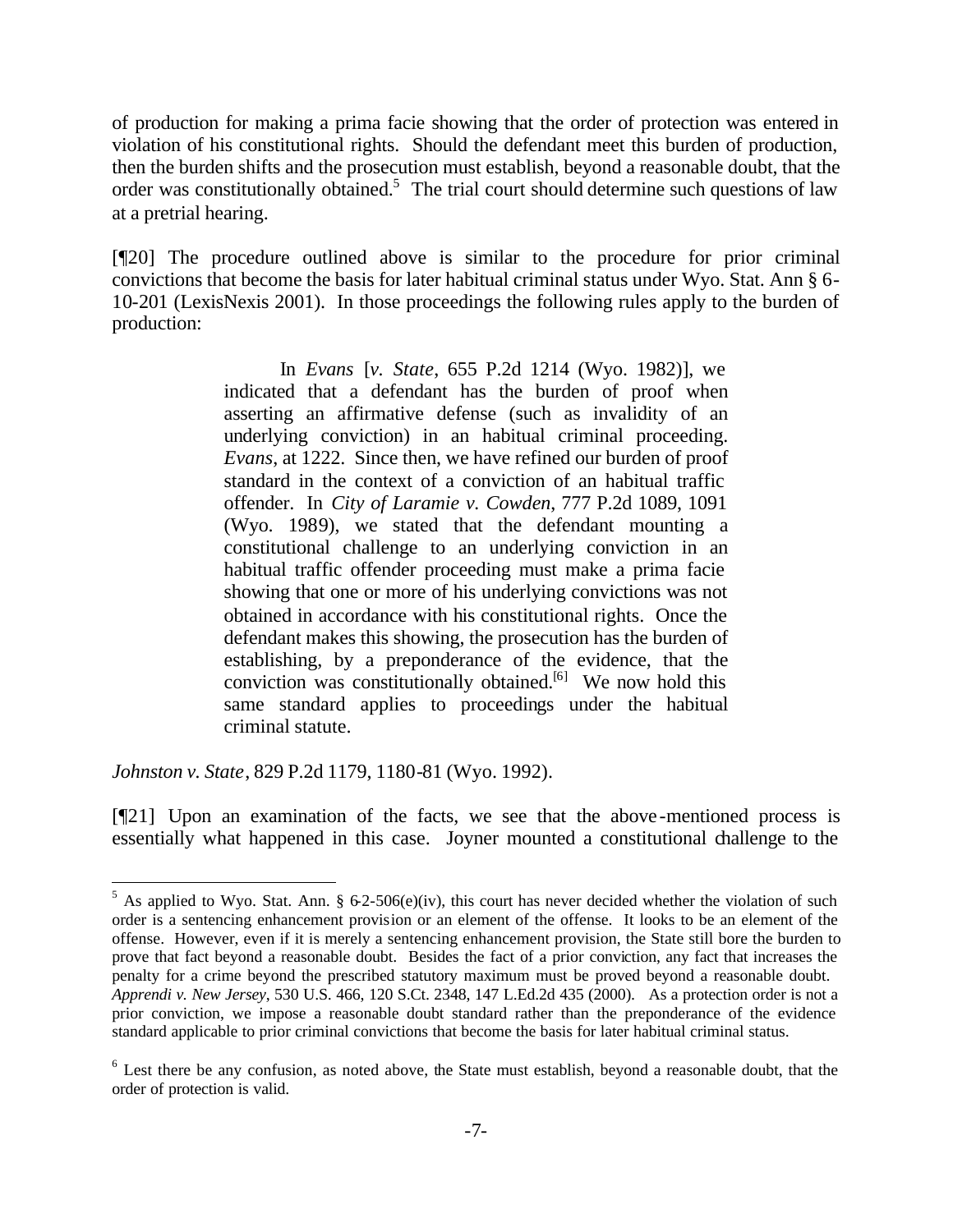of production for making a prima facie showing that the order of protection was entered in violation of his constitutional rights. Should the defendant meet this burden of production, then the burden shifts and the prosecution must establish, beyond a reasonable doubt, that the order was constitutionally obtained.[5] The trial court should determine such questions of law at a pretrial hearing.

[¶20] The procedure outlined above is similar to the procedure for prior criminal convictions that become the basis for later habitual criminal status under Wyo. Stat. Ann § 6-10-201 (LexisNexis 2001). In those proceedings the following rules apply to the burden of production:

> In *Evans* [*v. State*, 655 P.2d 1214 (Wyo. 1982)], we indicated that a defendant has the burden of proof when asserting an affirmative defense (such as invalidity of an underlying conviction) in an habitual criminal proceeding. *Evans*, at 1222. Since then, we have refined our burden of proof standard in the context of a conviction of an habitual traffic offender. In *City of Laramie v. Cowden*, 777 P.2d 1089, 1091 (Wyo. 1989), we stated that the defendant mounting a constitutional challenge to an underlying conviction in an habitual traffic offender proceeding must make a prima facie showing that one or more of his underlying convictions was not obtained in accordance with his constitutional rights. Once the defendant makes this showing, the prosecution has the burden of establishing, by a preponderance of the evidence, that the conviction was constitutionally obtained.[6] We now hold this same standard applies to proceedings under the habitual criminal statute.

*Johnston v. State*, 829 P.2d 1179, 1180-81 (Wyo. 1992).

[¶21] Upon an examination of the facts, we see that the above-mentioned process is essentially what happened in this case. Joyner mounted a constitutional challenge to the

---

[5] As applied to Wyo. Stat. Ann. § 6-2-506(e)(iv), this court has never decided whether the violation of such order is a sentencing enhancement provision or an element of the offense. It looks to be an element of the offense. However, even if it is merely a sentencing enhancement provision, the State still bore the burden to prove that fact beyond a reasonable doubt. Besides the fact of a prior conviction, any fact that increases the penalty for a crime beyond the prescribed statutory maximum must be proved beyond a reasonable doubt. *Apprendi v. New Jersey*, 530 U.S. 466, 120 S.Ct. 2348, 147 L.Ed.2d 435 (2000). As a protection order is not a prior conviction, we impose a reasonable doubt standard rather than the preponderance of the evidence standard applicable to prior criminal convictions that become the basis for later habitual criminal status.

[6] Lest there be any confusion, as noted above, the State must establish, beyond a reasonable doubt, that the order of protection is valid.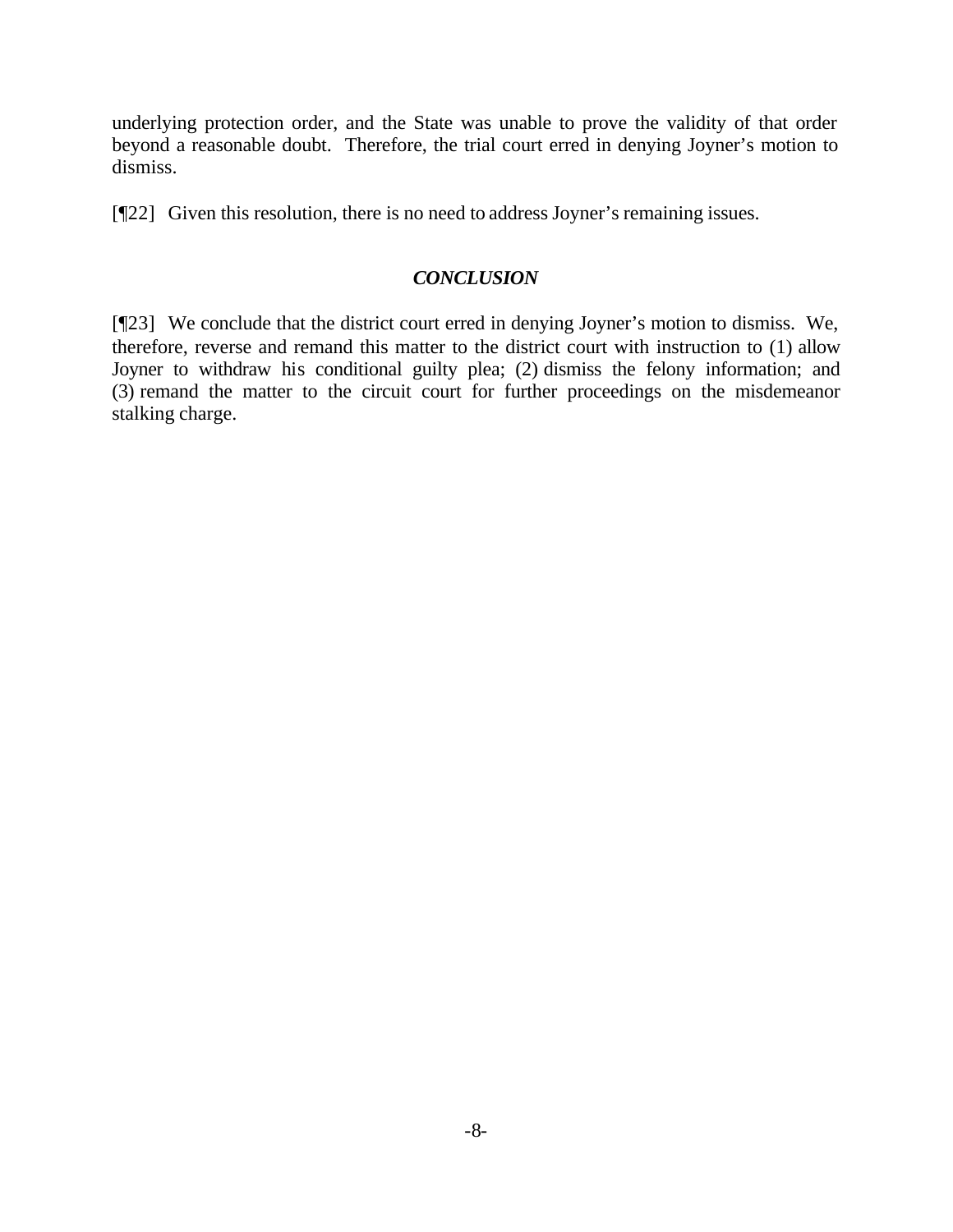underlying protection order, and the State was unable to prove the validity of that order beyond a reasonable doubt. Therefore, the trial court erred in denying Joyner's motion to dismiss.

[¶22] Given this resolution, there is no need to address Joyner's remaining issues.

### *CONCLUSION*

[¶23] We conclude that the district court erred in denying Joyner's motion to dismiss. We, therefore, reverse and remand this matter to the district court with instruction to (1) allow Joyner to withdraw his conditional guilty plea; (2) dismiss the felony information; and (3) remand the matter to the circuit court for further proceedings on the misdemeanor stalking charge.